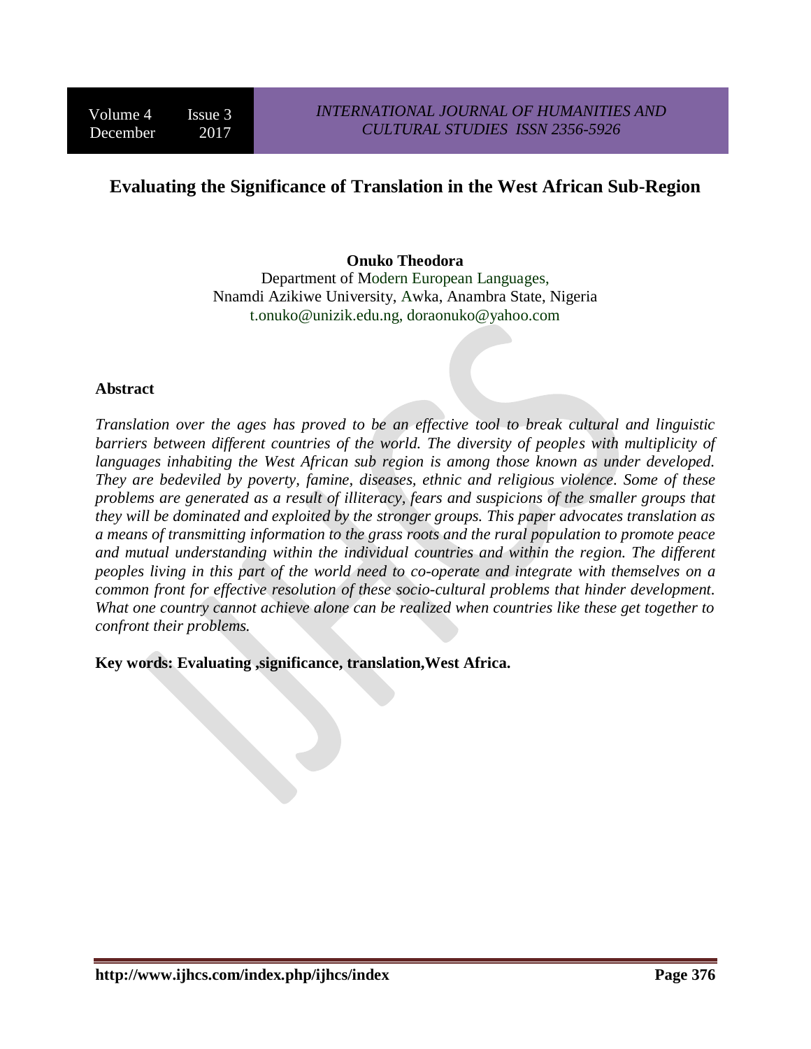# Evaluating the Significance of Translation in the West African Sub-Region

**Onuko Theodora**
Department of Modern European Languages,
Nnamdi Azikiwe University, Awka, Anambra State, Nigeria
t.onuko@unizik.edu.ng, doraonuko@yahoo.com

## Abstract

*Translation over the ages has proved to be an effective tool to break cultural and linguistic barriers between different countries of the world. The diversity of peoples with multiplicity of languages inhabiting the West African sub region is among those known as under developed. They are bedeviled by poverty, famine, diseases, ethnic and religious violence. Some of these problems are generated as a result of illiteracy, fears and suspicions of the smaller groups that they will be dominated and exploited by the stronger groups. This paper advocates translation as a means of transmitting information to the grass roots and the rural population to promote peace and mutual understanding within the individual countries and within the region. The different peoples living in this part of the world need to co-operate and integrate with themselves on a common front for effective resolution of these socio-cultural problems that hinder development. What one country cannot achieve alone can be realized when countries like these get together to confront their problems.*

**Key words: Evaluating ,significance, translation,West Africa.**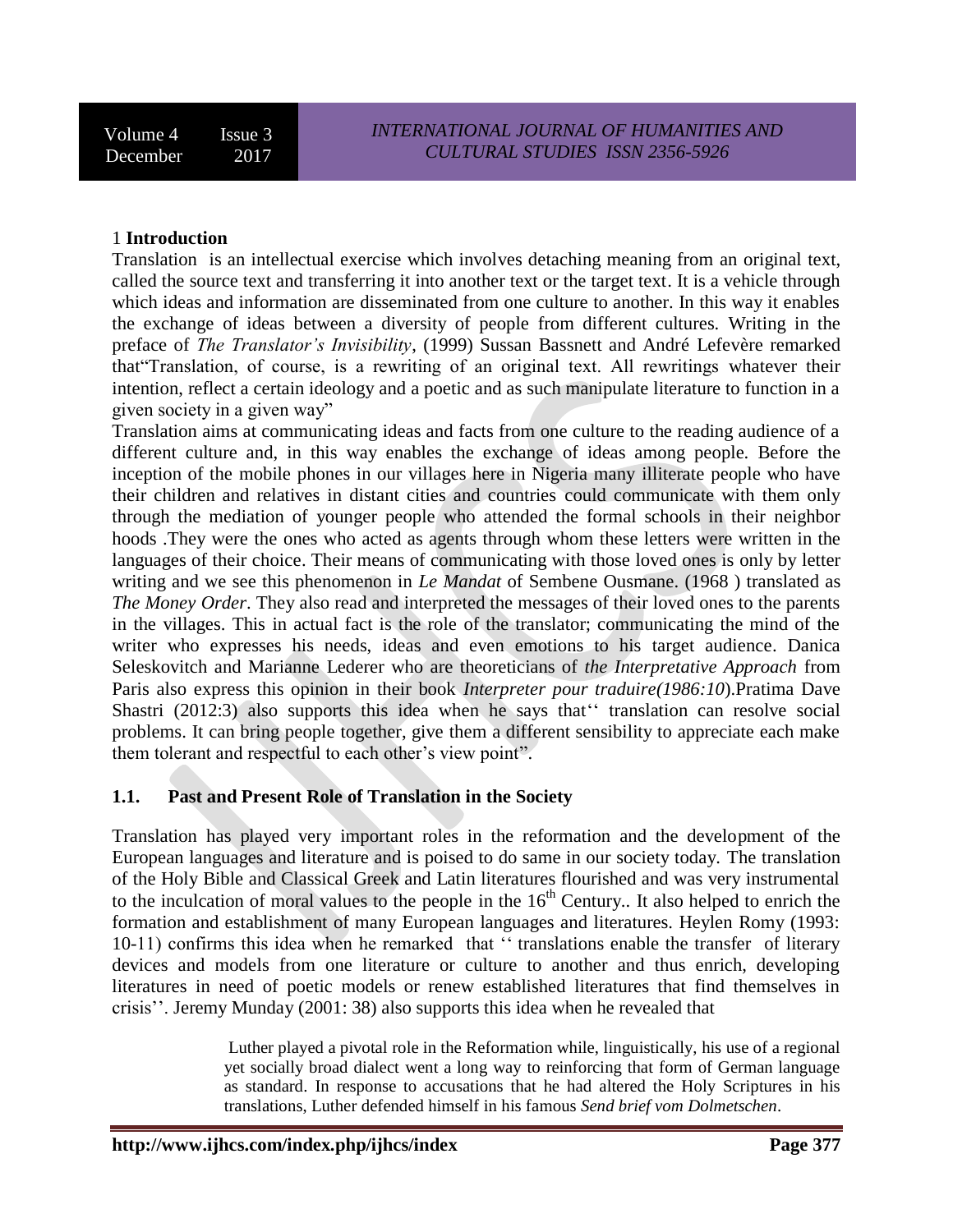## 1 Introduction

Translation is an intellectual exercise which involves detaching meaning from an original text, called the source text and transferring it into another text or the target text. It is a vehicle through which ideas and information are disseminated from one culture to another. In this way it enables the exchange of ideas between a diversity of people from different cultures. Writing in the preface of *The Translator's Invisibility*, (1999) Sussan Bassnett and André Lefevère remarked that"Translation, of course, is a rewriting of an original text. All rewritings whatever their intention, reflect a certain ideology and a poetic and as such manipulate literature to function in a given society in a given way"

Translation aims at communicating ideas and facts from one culture to the reading audience of a different culture and, in this way enables the exchange of ideas among people. Before the inception of the mobile phones in our villages here in Nigeria many illiterate people who have their children and relatives in distant cities and countries could communicate with them only through the mediation of younger people who attended the formal schools in their neighbor hoods .They were the ones who acted as agents through whom these letters were written in the languages of their choice. Their means of communicating with those loved ones is only by letter writing and we see this phenomenon in *Le Mandat* of Sembene Ousmane. (1968 ) translated as *The Money Order*. They also read and interpreted the messages of their loved ones to the parents in the villages. This in actual fact is the role of the translator; communicating the mind of the writer who expresses his needs, ideas and even emotions to his target audience. Danica Seleskovitch and Marianne Lederer who are theoreticians of *the Interpretative Approach* from Paris also express this opinion in their book *Interpreter pour traduire(1986:10*).Pratima Dave Shastri (2012:3) also supports this idea when he says that'' translation can resolve social problems. It can bring people together, give them a different sensibility to appreciate each make them tolerant and respectful to each other's view point".

## 1.1. Past and Present Role of Translation in the Society

Translation has played very important roles in the reformation and the development of the European languages and literature and is poised to do same in our society today. The translation of the Holy Bible and Classical Greek and Latin literatures flourished and was very instrumental to the inculcation of moral values to the people in the 16th Century.. It also helped to enrich the formation and establishment of many European languages and literatures. Heylen Romy (1993: 10-11) confirms this idea when he remarked that '' translations enable the transfer of literary devices and models from one literature or culture to another and thus enrich, developing literatures in need of poetic models or renew established literatures that find themselves in crisis''. Jeremy Munday (2001: 38) also supports this idea when he revealed that

> Luther played a pivotal role in the Reformation while, linguistically, his use of a regional yet socially broad dialect went a long way to reinforcing that form of German language as standard. In response to accusations that he had altered the Holy Scriptures in his translations, Luther defended himself in his famous *Send brief vom Dolmetschen*.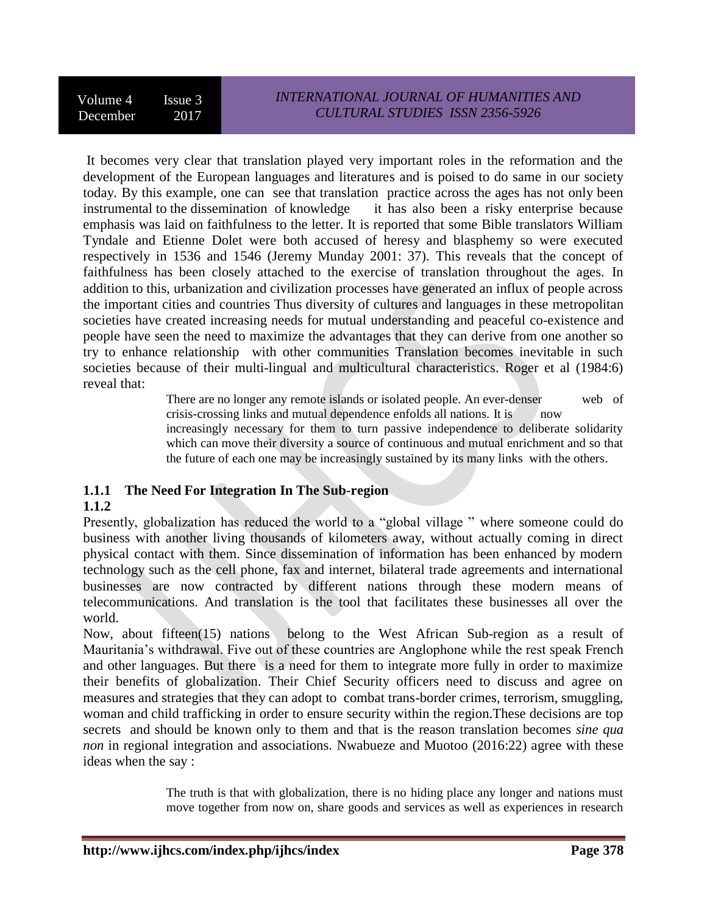It becomes very clear that translation played very important roles in the reformation and the development of the European languages and literatures and is poised to do same in our society today. By this example, one can see that translation practice across the ages has not only been instrumental to the dissemination of knowledge it has also been a risky enterprise because emphasis was laid on faithfulness to the letter. It is reported that some Bible translators William Tyndale and Etienne Dolet were both accused of heresy and blasphemy so were executed respectively in 1536 and 1546 (Jeremy Munday 2001: 37). This reveals that the concept of faithfulness has been closely attached to the exercise of translation throughout the ages. In addition to this, urbanization and civilization processes have generated an influx of people across the important cities and countries Thus diversity of cultures and languages in these metropolitan societies have created increasing needs for mutual understanding and peaceful co-existence and people have seen the need to maximize the advantages that they can derive from one another so try to enhance relationship with other communities Translation becomes inevitable in such societies because of their multi-lingual and multicultural characteristics. Roger et al (1984:6) reveal that:

> There are no longer any remote islands or isolated people. An ever-denser web of crisis-crossing links and mutual dependence enfolds all nations. It is now increasingly necessary for them to turn passive independence to deliberate solidarity which can move their diversity a source of continuous and mutual enrichment and so that the future of each one may be increasingly sustained by its many links with the others.

### 1.1.1 The Need For Integration In The Sub-region

### 1.1.2

Presently, globalization has reduced the world to a "global village " where someone could do business with another living thousands of kilometers away, without actually coming in direct physical contact with them. Since dissemination of information has been enhanced by modern technology such as the cell phone, fax and internet, bilateral trade agreements and international businesses are now contracted by different nations through these modern means of telecommunications. And translation is the tool that facilitates these businesses all over the world.

Now, about fifteen(15) nations belong to the West African Sub-region as a result of Mauritania's withdrawal. Five out of these countries are Anglophone while the rest speak French and other languages. But there is a need for them to integrate more fully in order to maximize their benefits of globalization. Their Chief Security officers need to discuss and agree on measures and strategies that they can adopt to combat trans-border crimes, terrorism, smuggling, woman and child trafficking in order to ensure security within the region.These decisions are top secrets and should be known only to them and that is the reason translation becomes *sine qua non* in regional integration and associations. Nwabueze and Muotoo (2016:22) agree with these ideas when the say :

> The truth is that with globalization, there is no hiding place any longer and nations must move together from now on, share goods and services as well as experiences in research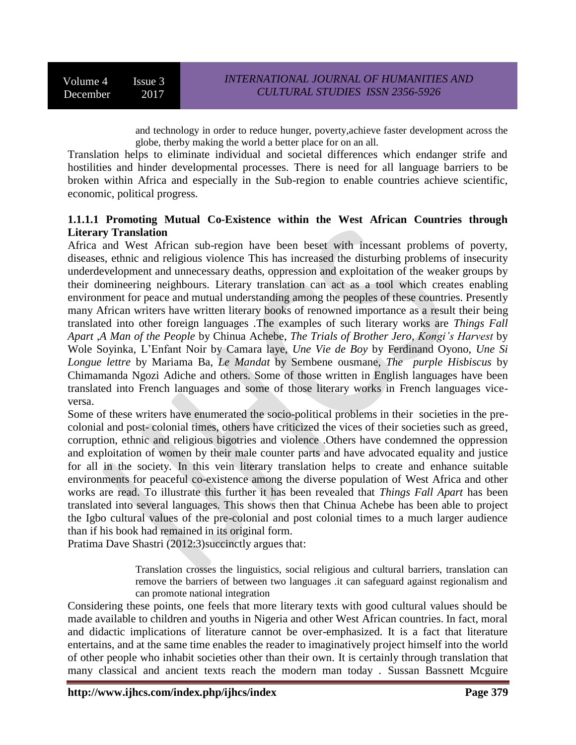> and technology in order to reduce hunger, poverty,achieve faster development across the globe, therby making the world a better place for on an all.

Translation helps to eliminate individual and societal differences which endanger strife and hostilities and hinder developmental processes. There is need for all language barriers to be broken within Africa and especially in the Sub-region to enable countries achieve scientific, economic, political progress.

### 1.1.1.1 Promoting Mutual Co-Existence within the West African Countries through Literary Translation

Africa and West African sub-region have been beset with incessant problems of poverty, diseases, ethnic and religious violence This has increased the disturbing problems of insecurity underdevelopment and unnecessary deaths, oppression and exploitation of the weaker groups by their domineering neighbours. Literary translation can act as a tool which creates enabling environment for peace and mutual understanding among the peoples of these countries. Presently many African writers have written literary books of renowned importance as a result their being translated into other foreign languages .The examples of such literary works are *Things Fall Apart* ,*A Man of the People* by Chinua Achebe, *The Trials of Brother Jero, Kongi's Harvest* by Wole Soyinka, L'Enfant Noir by Camara laye, *Une Vie de Boy* by Ferdinand Oyono, *Une Si Longue lettre* by Mariama Ba, *Le Mandat* by Sembene ousmane, *The purple Hisbiscus* by Chimamanda Ngozi Adiche and others. Some of those written in English languages have been translated into French languages and some of those literary works in French languages vice-versa.

Some of these writers have enumerated the socio-political problems in their societies in the pre-colonial and post- colonial times, others have criticized the vices of their societies such as greed, corruption, ethnic and religious bigotries and violence .Others have condemned the oppression and exploitation of women by their male counter parts and have advocated equality and justice for all in the society. In this vein literary translation helps to create and enhance suitable environments for peaceful co-existence among the diverse population of West Africa and other works are read. To illustrate this further it has been revealed that *Things Fall Apart* has been translated into several languages. This shows then that Chinua Achebe has been able to project the Igbo cultural values of the pre-colonial and post colonial times to a much larger audience than if his book had remained in its original form.

Pratima Dave Shastri (2012:3)succinctly argues that:

> Translation crosses the linguistics, social religious and cultural barriers, translation can remove the barriers of between two languages .it can safeguard against regionalism and can promote national integration

Considering these points, one feels that more literary texts with good cultural values should be made available to children and youths in Nigeria and other West African countries. In fact, moral and didactic implications of literature cannot be over-emphasized. It is a fact that literature entertains, and at the same time enables the reader to imaginatively project himself into the world of other people who inhabit societies other than their own. It is certainly through translation that many classical and ancient texts reach the modern man today . Sussan Bassnett Mcguire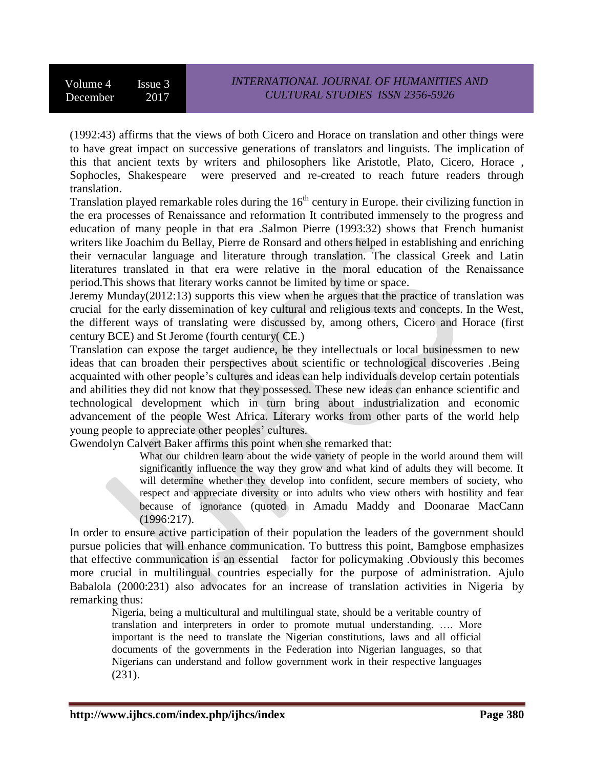(1992:43) affirms that the views of both Cicero and Horace on translation and other things were to have great impact on successive generations of translators and linguists. The implication of this that ancient texts by writers and philosophers like Aristotle, Plato, Cicero, Horace , Sophocles, Shakespeare were preserved and re-created to reach future readers through translation.

Translation played remarkable roles during the 16th century in Europe. their civilizing function in the era processes of Renaissance and reformation It contributed immensely to the progress and education of many people in that era .Salmon Pierre (1993:32) shows that French humanist writers like Joachim du Bellay, Pierre de Ronsard and others helped in establishing and enriching their vernacular language and literature through translation. The classical Greek and Latin literatures translated in that era were relative in the moral education of the Renaissance period.This shows that literary works cannot be limited by time or space.

Jeremy Munday(2012:13) supports this view when he argues that the practice of translation was crucial for the early dissemination of key cultural and religious texts and concepts. In the West, the different ways of translating were discussed by, among others, Cicero and Horace (first century BCE) and St Jerome (fourth century( CE.)

Translation can expose the target audience, be they intellectuals or local businessmen to new ideas that can broaden their perspectives about scientific or technological discoveries .Being acquainted with other people's cultures and ideas can help individuals develop certain potentials and abilities they did not know that they possessed. These new ideas can enhance scientific and technological development which in turn bring about industrialization and economic advancement of the people West Africa. Literary works from other parts of the world help young people to appreciate other peoples' cultures.

Gwendolyn Calvert Baker affirms this point when she remarked that:

> What our children learn about the wide variety of people in the world around them will significantly influence the way they grow and what kind of adults they will become. It will determine whether they develop into confident, secure members of society, who respect and appreciate diversity or into adults who view others with hostility and fear because of ignorance (quoted in Amadu Maddy and Doonarae MacCann (1996:217).

In order to ensure active participation of their population the leaders of the government should pursue policies that will enhance communication. To buttress this point, Bamgbose emphasizes that effective communication is an essential factor for policymaking .Obviously this becomes more crucial in multilingual countries especially for the purpose of administration. Ajulo Babalola (2000:231) also advocates for an increase of translation activities in Nigeria by remarking thus:

> Nigeria, being a multicultural and multilingual state, should be a veritable country of translation and interpreters in order to promote mutual understanding. …. More important is the need to translate the Nigerian constitutions, laws and all official documents of the governments in the Federation into Nigerian languages, so that Nigerians can understand and follow government work in their respective languages (231).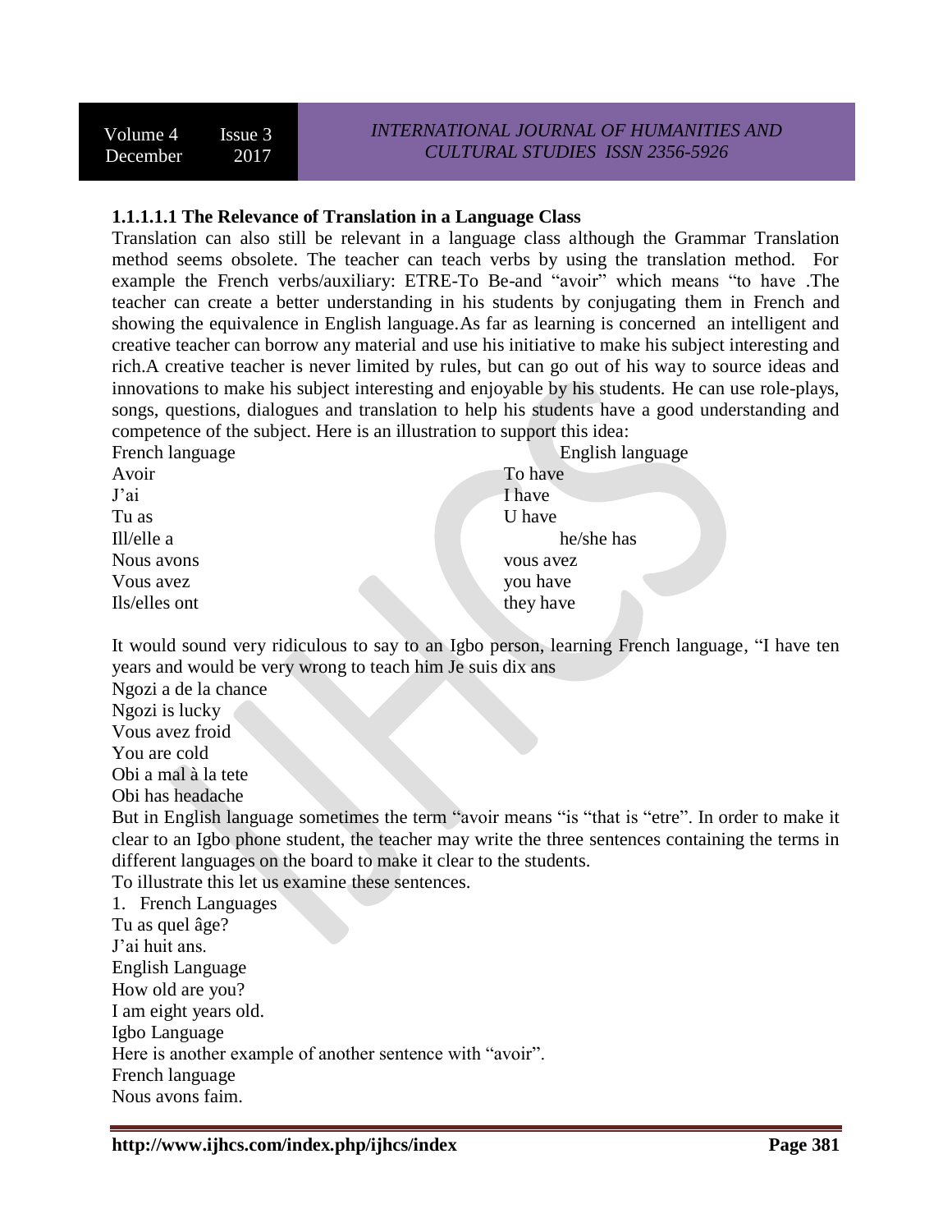#### 1.1.1.1.1 The Relevance of Translation in a Language Class

Translation can also still be relevant in a language class although the Grammar Translation method seems obsolete. The teacher can teach verbs by using the translation method. For example the French verbs/auxiliary: ETRE-To Be-and "avoir" which means "to have .The teacher can create a better understanding in his students by conjugating them in French and showing the equivalence in English language.As far as learning is concerned an intelligent and creative teacher can borrow any material and use his initiative to make his subject interesting and rich.A creative teacher is never limited by rules, but can go out of his way to source ideas and innovations to make his subject interesting and enjoyable by his students. He can use role-plays, songs, questions, dialogues and translation to help his students have a good understanding and competence of the subject. Here is an illustration to support this idea:

| French language | English language |
|---|---|
| Avoir | To have |
| J'ai | I have |
| Tu as | U have |
| Ill/elle a | he/she has |
| Nous avons | vous avez |
| Vous avez | you have |
| Ils/elles ont | they have |

It would sound very ridiculous to say to an Igbo person, learning French language, "I have ten years and would be very wrong to teach him Je suis dix ans

Ngozi a de la chance

Ngozi is lucky

Vous avez froid

You are cold

Obi a mal à la tete

Obi has headache

But in English language sometimes the term "avoir means "is "that is "etre". In order to make it clear to an Igbo phone student, the teacher may write the three sentences containing the terms in different languages on the board to make it clear to the students.

To illustrate this let us examine these sentences.

1. French Languages

Tu as quel âge?

J'ai huit ans.

English Language

How old are you?

I am eight years old.

Igbo Language

Here is another example of another sentence with "avoir".

French language

Nous avons faim.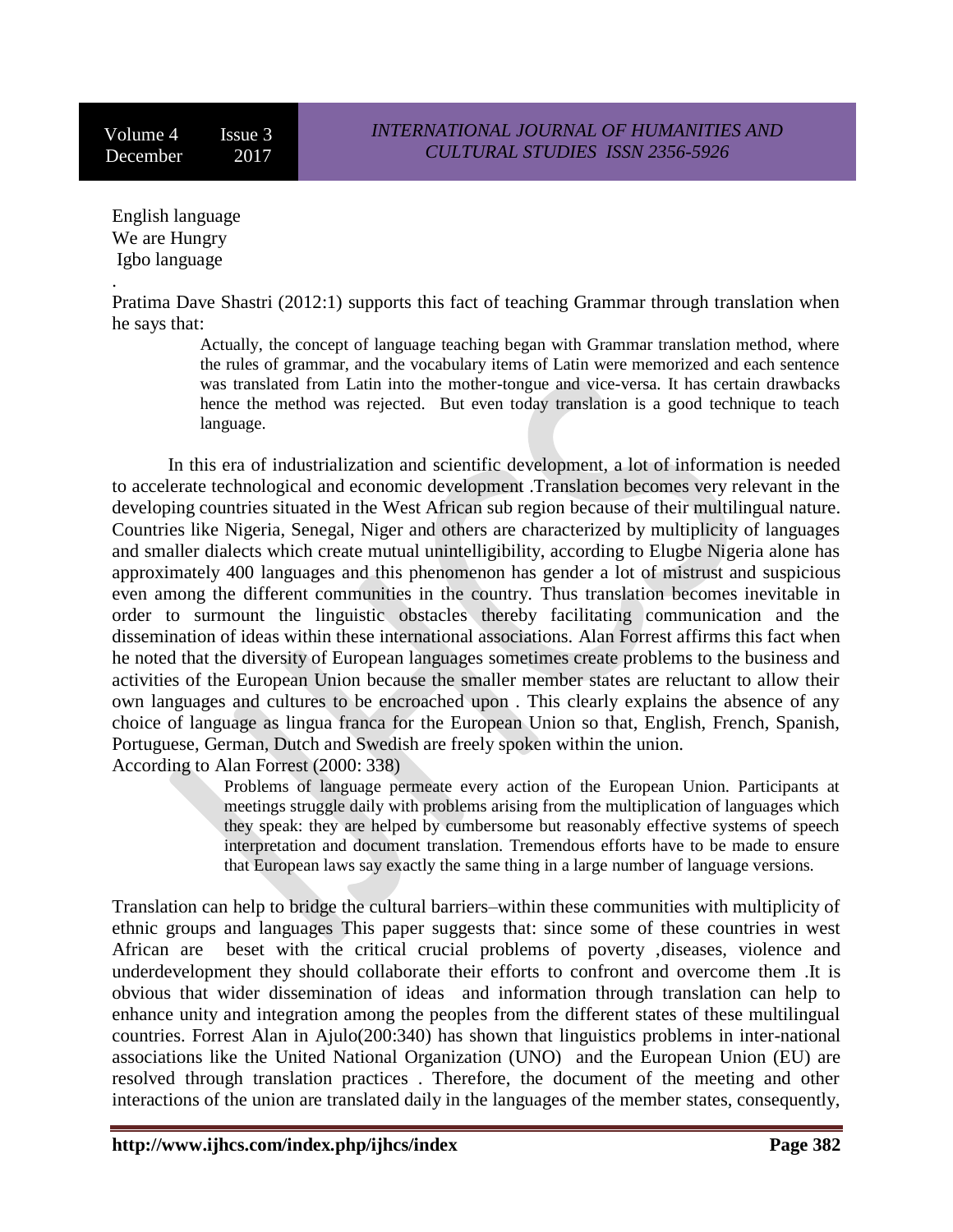English language
We are Hungry
Igbo language

.
Pratima Dave Shastri (2012:1) supports this fact of teaching Grammar through translation when he says that:

> Actually, the concept of language teaching began with Grammar translation method, where the rules of grammar, and the vocabulary items of Latin were memorized and each sentence was translated from Latin into the mother-tongue and vice-versa. It has certain drawbacks hence the method was rejected. But even today translation is a good technique to teach language.

In this era of industrialization and scientific development, a lot of information is needed to accelerate technological and economic development .Translation becomes very relevant in the developing countries situated in the West African sub region because of their multilingual nature. Countries like Nigeria, Senegal, Niger and others are characterized by multiplicity of languages and smaller dialects which create mutual unintelligibility, according to Elugbe Nigeria alone has approximately 400 languages and this phenomenon has gender a lot of mistrust and suspicious even among the different communities in the country. Thus translation becomes inevitable in order to surmount the linguistic obstacles thereby facilitating communication and the dissemination of ideas within these international associations. Alan Forrest affirms this fact when he noted that the diversity of European languages sometimes create problems to the business and activities of the European Union because the smaller member states are reluctant to allow their own languages and cultures to be encroached upon . This clearly explains the absence of any choice of language as lingua franca for the European Union so that, English, French, Spanish, Portuguese, German, Dutch and Swedish are freely spoken within the union.
According to Alan Forrest (2000: 338)

> Problems of language permeate every action of the European Union. Participants at meetings struggle daily with problems arising from the multiplication of languages which they speak: they are helped by cumbersome but reasonably effective systems of speech interpretation and document translation. Tremendous efforts have to be made to ensure that European laws say exactly the same thing in a large number of language versions.

Translation can help to bridge the cultural barriers–within these communities with multiplicity of ethnic groups and languages This paper suggests that: since some of these countries in west African are beset with the critical crucial problems of poverty ,diseases, violence and underdevelopment they should collaborate their efforts to confront and overcome them .It is obvious that wider dissemination of ideas and information through translation can help to enhance unity and integration among the peoples from the different states of these multilingual countries. Forrest Alan in Ajulo(200:340) has shown that linguistics problems in inter-national associations like the United National Organization (UNO) and the European Union (EU) are resolved through translation practices . Therefore, the document of the meeting and other interactions of the union are translated daily in the languages of the member states, consequently,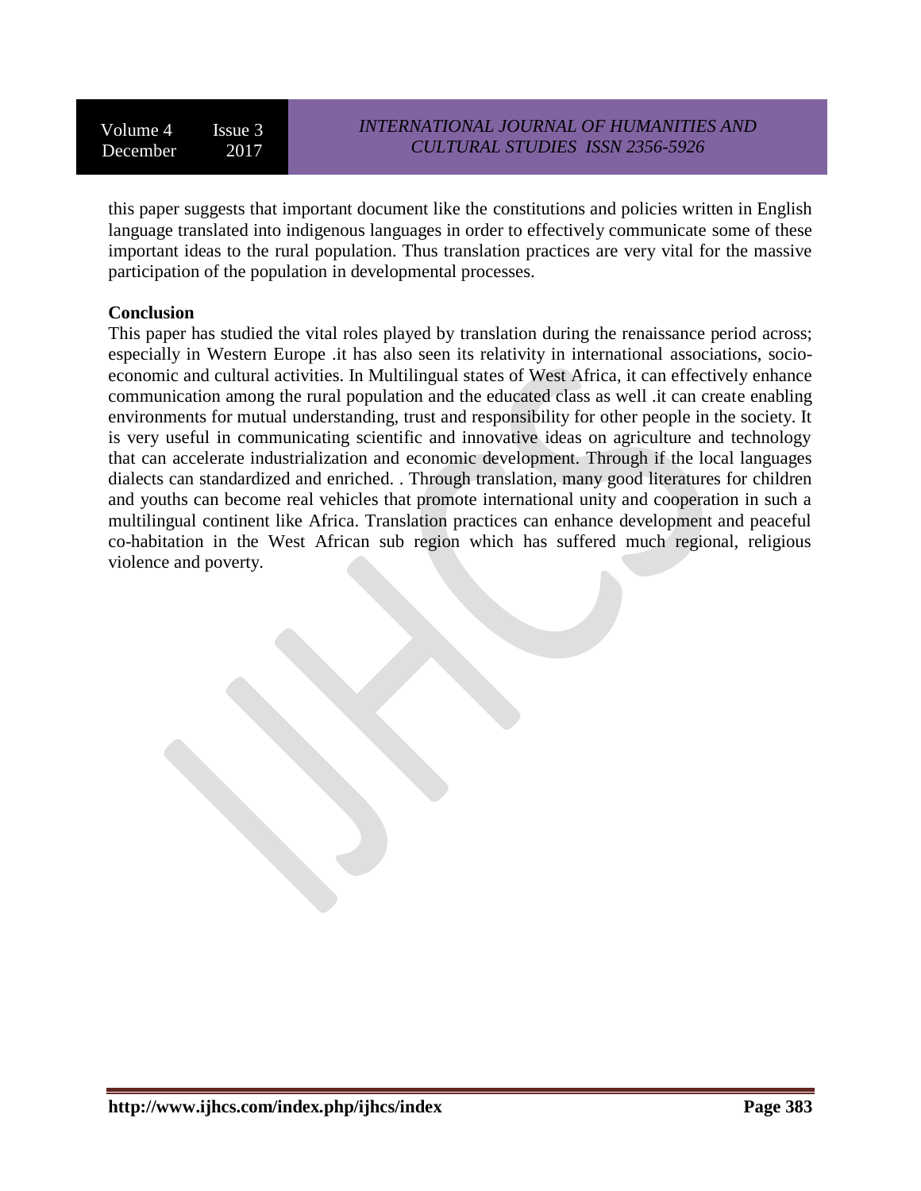this paper suggests that important document like the constitutions and policies written in English language translated into indigenous languages in order to effectively communicate some of these important ideas to the rural population. Thus translation practices are very vital for the massive participation of the population in developmental processes.

## Conclusion

This paper has studied the vital roles played by translation during the renaissance period across; especially in Western Europe .it has also seen its relativity in international associations, socio-economic and cultural activities. In Multilingual states of West Africa, it can effectively enhance communication among the rural population and the educated class as well .it can create enabling environments for mutual understanding, trust and responsibility for other people in the society. It is very useful in communicating scientific and innovative ideas on agriculture and technology that can accelerate industrialization and economic development. Through if the local languages dialects can standardized and enriched. . Through translation, many good literatures for children and youths can become real vehicles that promote international unity and cooperation in such a multilingual continent like Africa. Translation practices can enhance development and peaceful co-habitation in the West African sub region which has suffered much regional, religious violence and poverty.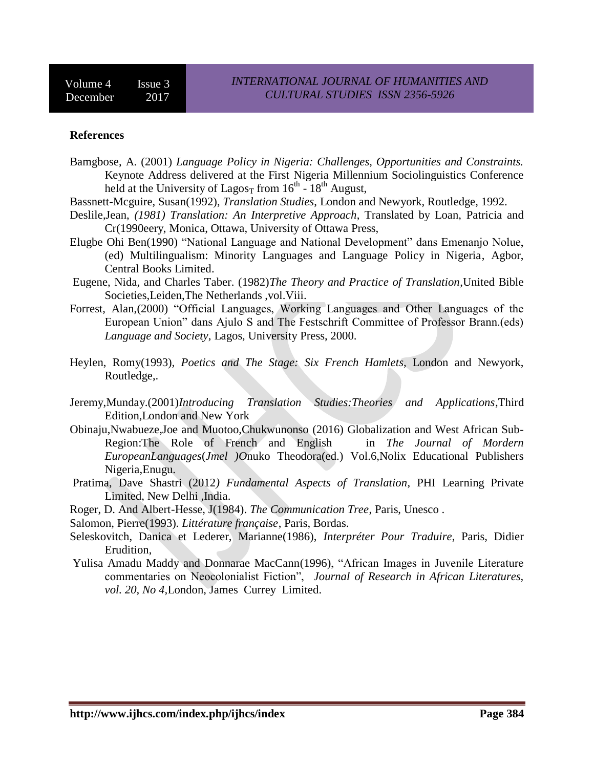**References**

Bamgbose, A. (2001) *Language Policy in Nigeria: Challenges, Opportunities and Constraints.* Keynote Address delivered at the First Nigeria Millennium Sociolinguistics Conference held at the University of $\text{Lagos}_T$ from 16th - 18th August,

Bassnett-Mcguire, Susan(1992), *Translation Studies*, London and Newyork, Routledge, 1992.

Deslile,Jean, *(1981) Translation: An Interpretive Approach*, Translated by Loan, Patricia and Cr(1990eery, Monica, Ottawa, University of Ottawa Press,

Elugbe Ohi Ben(1990) "National Language and National Development" dans Emenanjo Nolue, (ed) Multilingualism: Minority Languages and Language Policy in Nigeria, Agbor, Central Books Limited.

Eugene, Nida, and Charles Taber. (1982)*The Theory and Practice of Translation*,United Bible Societies,Leiden,The Netherlands ,vol.Viii.

Forrest, Alan,(2000) "Official Languages, Working Languages and Other Languages of the European Union" dans Ajulo S and The Festschrift Committee of Professor Brann.(eds) *Language and Society*, Lagos, University Press, 2000.

Heylen, Romy(1993), *Poetics and The Stage: Six French Hamlets*, London and Newyork, Routledge,.

Jeremy,Munday.(2001)*Introducing Translation Studies:Theories and Applications*,Third Edition,London and New York

Obinaju,Nwabueze,Joe and Muotoo,Chukwunonso (2016) Globalization and West African Sub-Region:The Role of French and English in *The Journal of Mordern EuropeanLanguages*(*Jmel )O*nuko Theodora(ed.) Vol.6,Nolix Educational Publishers Nigeria,Enugu.

Pratima, Dave Shastri (2012*) Fundamental Aspects of Translation*, PHI Learning Private Limited, New Delhi ,India.

Roger, D. And Albert-Hesse, J(1984). *The Communication Tree*, Paris, Unesco .

Salomon, Pierre(1993). *Littérature française*, Paris, Bordas.

Seleskovitch, Danica et Lederer, Marianne(1986), *Interpréter Pour Traduire*, Paris, Didier Erudition,

Yulisa Amadu Maddy and Donnarae MacCann(1996), "African Images in Juvenile Literature commentaries on Neocolonialist Fiction", *Journal of Research in African Literatures, vol. 20, No 4*,London, James Currey Limited.